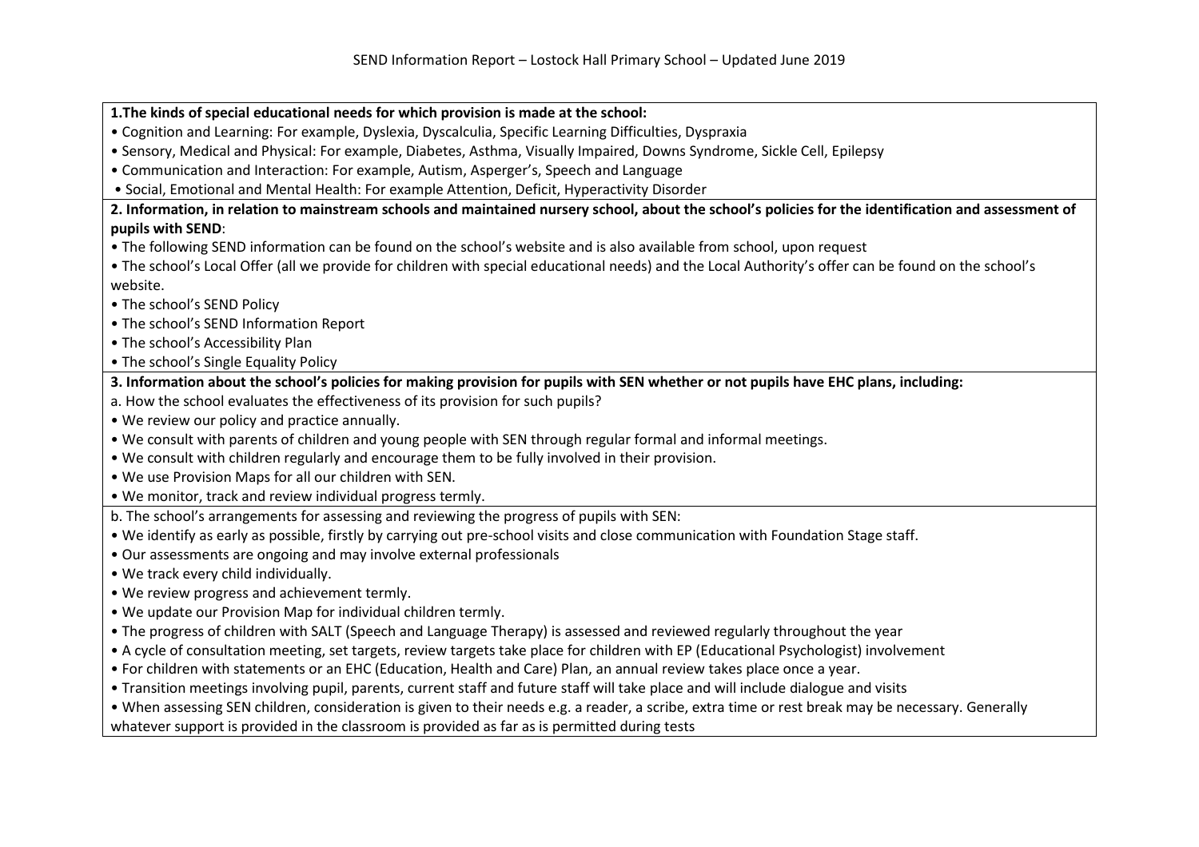# SEND Information Report – Lostock Hall Primary School – Updated June 2019

**1.The kinds of special educational needs for which provision is made at the school:**

- Cognition and Learning: For example, Dyslexia, Dyscalculia, Specific Learning Difficulties, Dyspraxia
- Sensory, Medical and Physical: For example, Diabetes, Asthma, Visually Impaired, Downs Syndrome, Sickle Cell, Epilepsy
- Communication and Interaction: For example, Autism, Asperger's, Speech and Language
- Social, Emotional and Mental Health: For example Attention, Deficit, Hyperactivity Disorder

**2. Information, in relation to mainstream schools and maintained nursery school, about the school's policies for the identification and assessment of pupils with SEND**:

- The following SEND information can be found on the school's website and is also available from school, upon request
- The school's Local Offer (all we provide for children with special educational needs) and the Local Authority's offer can be found on the school's website.
- The school's SEND Policy
- The school's SEND Information Report
- The school's Accessibility Plan
- The school's Single Equality Policy

**3. Information about the school's policies for making provision for pupils with SEN whether or not pupils have EHC plans, including:**

a. How the school evaluates the effectiveness of its provision for such pupils?

- We review our policy and practice annually.
- We consult with parents of children and young people with SEN through regular formal and informal meetings.
- We consult with children regularly and encourage them to be fully involved in their provision.
- We use Provision Maps for all our children with SEN.
- We monitor, track and review individual progress termly.

b. The school's arrangements for assessing and reviewing the progress of pupils with SEN:

- We identify as early as possible, firstly by carrying out pre-school visits and close communication with Foundation Stage staff.
- Our assessments are ongoing and may involve external professionals
- We track every child individually.
- We review progress and achievement termly.
- We update our Provision Map for individual children termly.
- The progress of children with SALT (Speech and Language Therapy) is assessed and reviewed regularly throughout the year
- A cycle of consultation meeting, set targets, review targets take place for children with EP (Educational Psychologist) involvement
- For children with statements or an EHC (Education, Health and Care) Plan, an annual review takes place once a year.
- Transition meetings involving pupil, parents, current staff and future staff will take place and will include dialogue and visits
- When assessing SEN children, consideration is given to their needs e.g. a reader, a scribe, extra time or rest break may be necessary. Generally whatever support is provided in the classroom is provided as far as is permitted during tests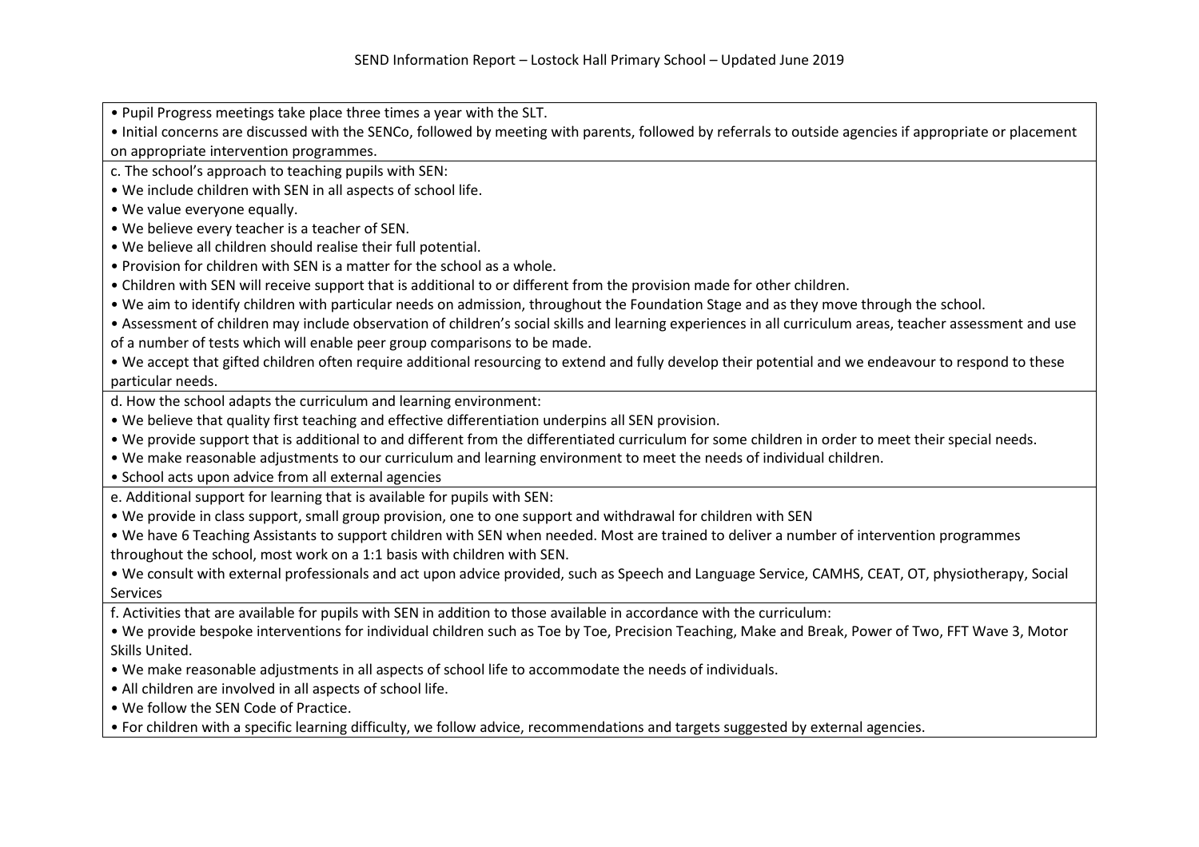• Pupil Progress meetings take place three times a year with the SLT.
• Initial concerns are discussed with the SENCo, followed by meeting with parents, followed by referrals to outside agencies if appropriate or placement on appropriate intervention programmes.

c. The school's approach to teaching pupils with SEN:

• We include children with SEN in all aspects of school life.
• We value everyone equally.
• We believe every teacher is a teacher of SEN.
• We believe all children should realise their full potential.
• Provision for children with SEN is a matter for the school as a whole.
• Children with SEN will receive support that is additional to or different from the provision made for other children.
• We aim to identify children with particular needs on admission, throughout the Foundation Stage and as they move through the school.
• Assessment of children may include observation of children's social skills and learning experiences in all curriculum areas, teacher assessment and use of a number of tests which will enable peer group comparisons to be made.
• We accept that gifted children often require additional resourcing to extend and fully develop their potential and we endeavour to respond to these particular needs.

d. How the school adapts the curriculum and learning environment:

• We believe that quality first teaching and effective differentiation underpins all SEN provision.
• We provide support that is additional to and different from the differentiated curriculum for some children in order to meet their special needs.
• We make reasonable adjustments to our curriculum and learning environment to meet the needs of individual children.
• School acts upon advice from all external agencies

e. Additional support for learning that is available for pupils with SEN:

• We provide in class support, small group provision, one to one support and withdrawal for children with SEN
• We have 6 Teaching Assistants to support children with SEN when needed. Most are trained to deliver a number of intervention programmes throughout the school, most work on a 1:1 basis with children with SEN.
• We consult with external professionals and act upon advice provided, such as Speech and Language Service, CAMHS, CEAT, OT, physiotherapy, Social Services

f. Activities that are available for pupils with SEN in addition to those available in accordance with the curriculum:

• We provide bespoke interventions for individual children such as Toe by Toe, Precision Teaching, Make and Break, Power of Two, FFT Wave 3, Motor Skills United.
• We make reasonable adjustments in all aspects of school life to accommodate the needs of individuals.
• All children are involved in all aspects of school life.
• We follow the SEN Code of Practice.
• For children with a specific learning difficulty, we follow advice, recommendations and targets suggested by external agencies.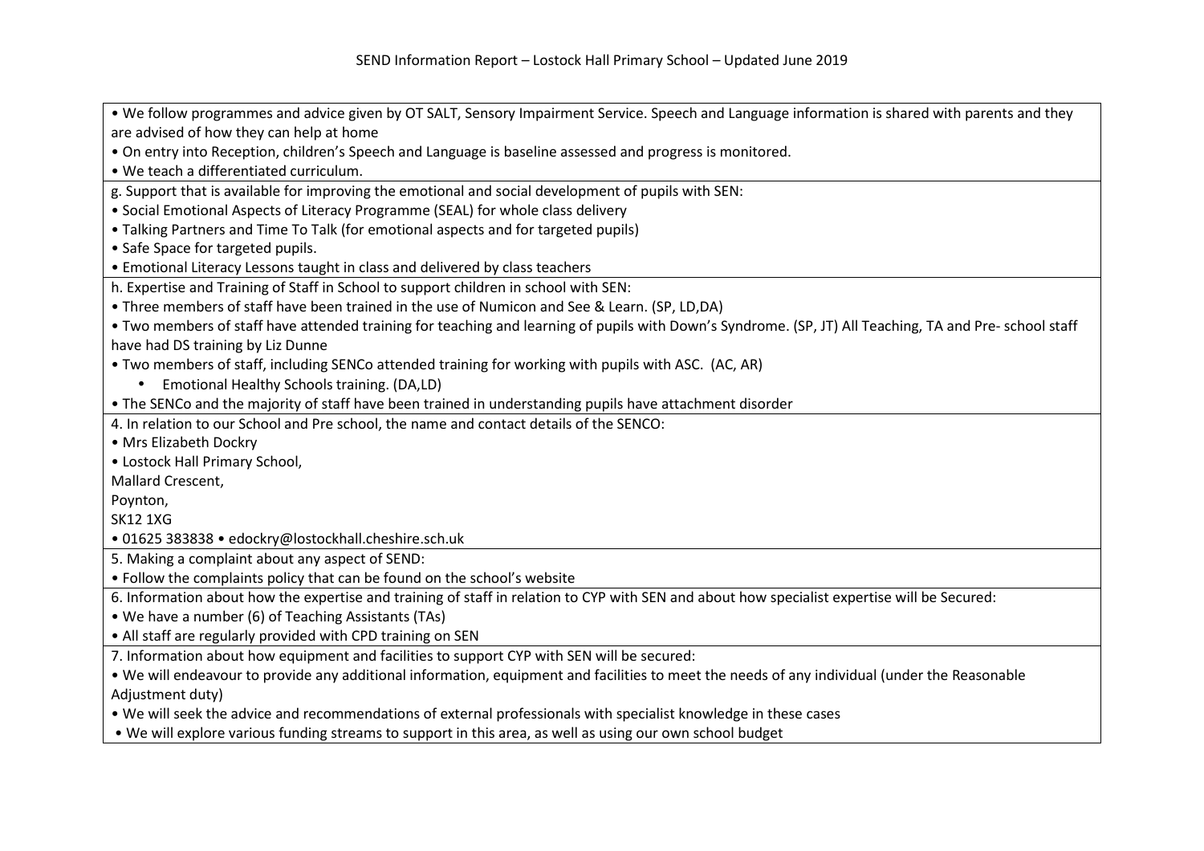• We follow programmes and advice given by OT SALT, Sensory Impairment Service. Speech and Language information is shared with parents and they are advised of how they can help at home

• On entry into Reception, children's Speech and Language is baseline assessed and progress is monitored.

• We teach a differentiated curriculum.

g. Support that is available for improving the emotional and social development of pupils with SEN:

• Social Emotional Aspects of Literacy Programme (SEAL) for whole class delivery

• Talking Partners and Time To Talk (for emotional aspects and for targeted pupils)

• Safe Space for targeted pupils.

• Emotional Literacy Lessons taught in class and delivered by class teachers

h. Expertise and Training of Staff in School to support children in school with SEN:

• Three members of staff have been trained in the use of Numicon and See & Learn. (SP, LD,DA)

• Two members of staff have attended training for teaching and learning of pupils with Down's Syndrome. (SP, JT) All Teaching, TA and Pre- school staff have had DS training by Liz Dunne

• Two members of staff, including SENCo attended training for working with pupils with ASC. (AC, AR)

- Emotional Healthy Schools training. (DA,LD)

• The SENCo and the majority of staff have been trained in understanding pupils have attachment disorder

4. In relation to our School and Pre school, the name and contact details of the SENCO:

• Mrs Elizabeth Dockry

• Lostock Hall Primary School,
Mallard Crescent,
Poynton,
SK12 1XG

• 01625 383838 • edockry@lostockhall.cheshire.sch.uk

5. Making a complaint about any aspect of SEND:

• Follow the complaints policy that can be found on the school's website

6. Information about how the expertise and training of staff in relation to CYP with SEN and about how specialist expertise will be Secured:

• We have a number (6) of Teaching Assistants (TAs)

• All staff are regularly provided with CPD training on SEN

7. Information about how equipment and facilities to support CYP with SEN will be secured:

• We will endeavour to provide any additional information, equipment and facilities to meet the needs of any individual (under the Reasonable Adjustment duty)

• We will seek the advice and recommendations of external professionals with specialist knowledge in these cases

• We will explore various funding streams to support in this area, as well as using our own school budget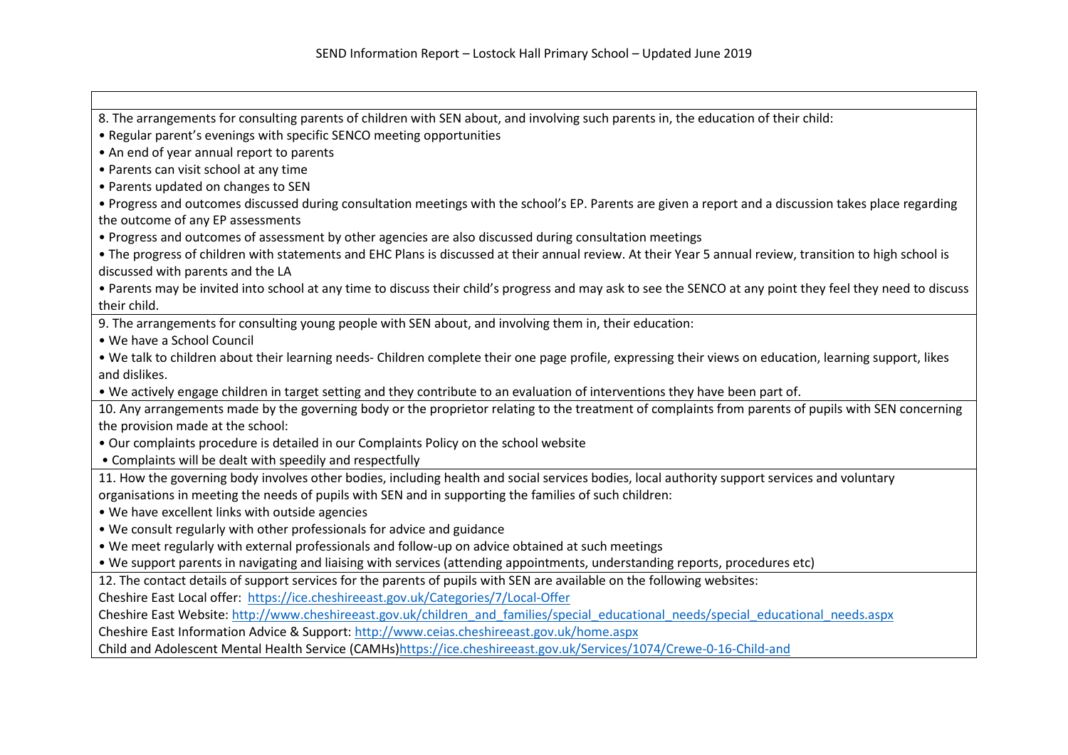8. The arrangements for consulting parents of children with SEN about, and involving such parents in, the education of their child:

• Regular parent's evenings with specific SENCO meeting opportunities
• An end of year annual report to parents
• Parents can visit school at any time
• Parents updated on changes to SEN
• Progress and outcomes discussed during consultation meetings with the school's EP. Parents are given a report and a discussion takes place regarding the outcome of any EP assessments
• Progress and outcomes of assessment by other agencies are also discussed during consultation meetings
• The progress of children with statements and EHC Plans is discussed at their annual review. At their Year 5 annual review, transition to high school is discussed with parents and the LA
• Parents may be invited into school at any time to discuss their child's progress and may ask to see the SENCO at any point they feel they need to discuss their child.

9. The arrangements for consulting young people with SEN about, and involving them in, their education:

• We have a School Council
• We talk to children about their learning needs- Children complete their one page profile, expressing their views on education, learning support, likes and dislikes.
• We actively engage children in target setting and they contribute to an evaluation of interventions they have been part of.

10. Any arrangements made by the governing body or the proprietor relating to the treatment of complaints from parents of pupils with SEN concerning the provision made at the school:

• Our complaints procedure is detailed in our Complaints Policy on the school website
• Complaints will be dealt with speedily and respectfully

11. How the governing body involves other bodies, including health and social services bodies, local authority support services and voluntary organisations in meeting the needs of pupils with SEN and in supporting the families of such children:

• We have excellent links with outside agencies
• We consult regularly with other professionals for advice and guidance
• We meet regularly with external professionals and follow-up on advice obtained at such meetings
• We support parents in navigating and liaising with services (attending appointments, understanding reports, procedures etc)

12. The contact details of support services for the parents of pupils with SEN are available on the following websites:

Cheshire East Local offer: https://ice.cheshireeast.gov.uk/Categories/7/Local-Offer
Cheshire East Website: http://www.cheshireeast.gov.uk/children_and_families/special_educational_needs/special_educational_needs.aspx
Cheshire East Information Advice & Support: http://www.ceias.cheshireeast.gov.uk/home.aspx
Child and Adolescent Mental Health Service (CAMHs)https://ice.cheshireeast.gov.uk/Services/1074/Crewe-0-16-Child-and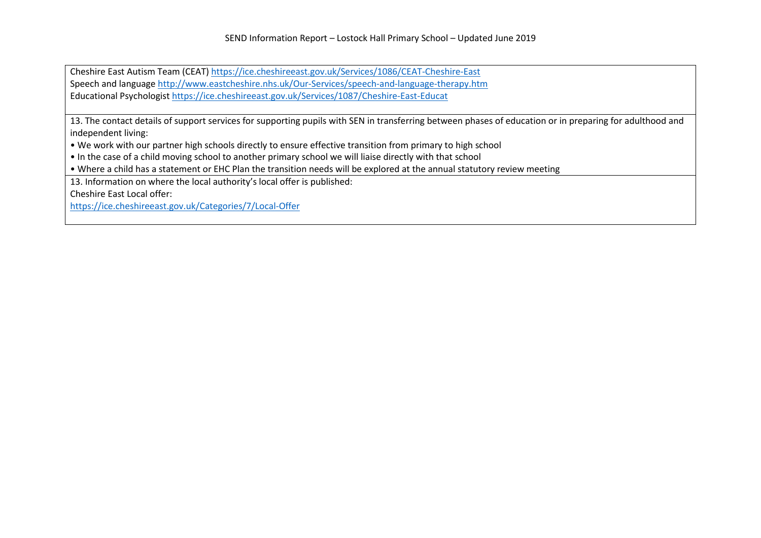Cheshire East Autism Team (CEAT) https://ice.cheshireeast.gov.uk/Services/1086/CEAT-Cheshire-East
Speech and language http://www.eastcheshire.nhs.uk/Our-Services/speech-and-language-therapy.htm
Educational Psychologist https://ice.cheshireeast.gov.uk/Services/1087/Cheshire-East-Educat

13. The contact details of support services for supporting pupils with SEN in transferring between phases of education or in preparing for adulthood and independent living:

- We work with our partner high schools directly to ensure effective transition from primary to high school
- In the case of a child moving school to another primary school we will liaise directly with that school
- Where a child has a statement or EHC Plan the transition needs will be explored at the annual statutory review meeting

13. Information on where the local authority's local offer is published:

Cheshire East Local offer:

https://ice.cheshireeast.gov.uk/Categories/7/Local-Offer